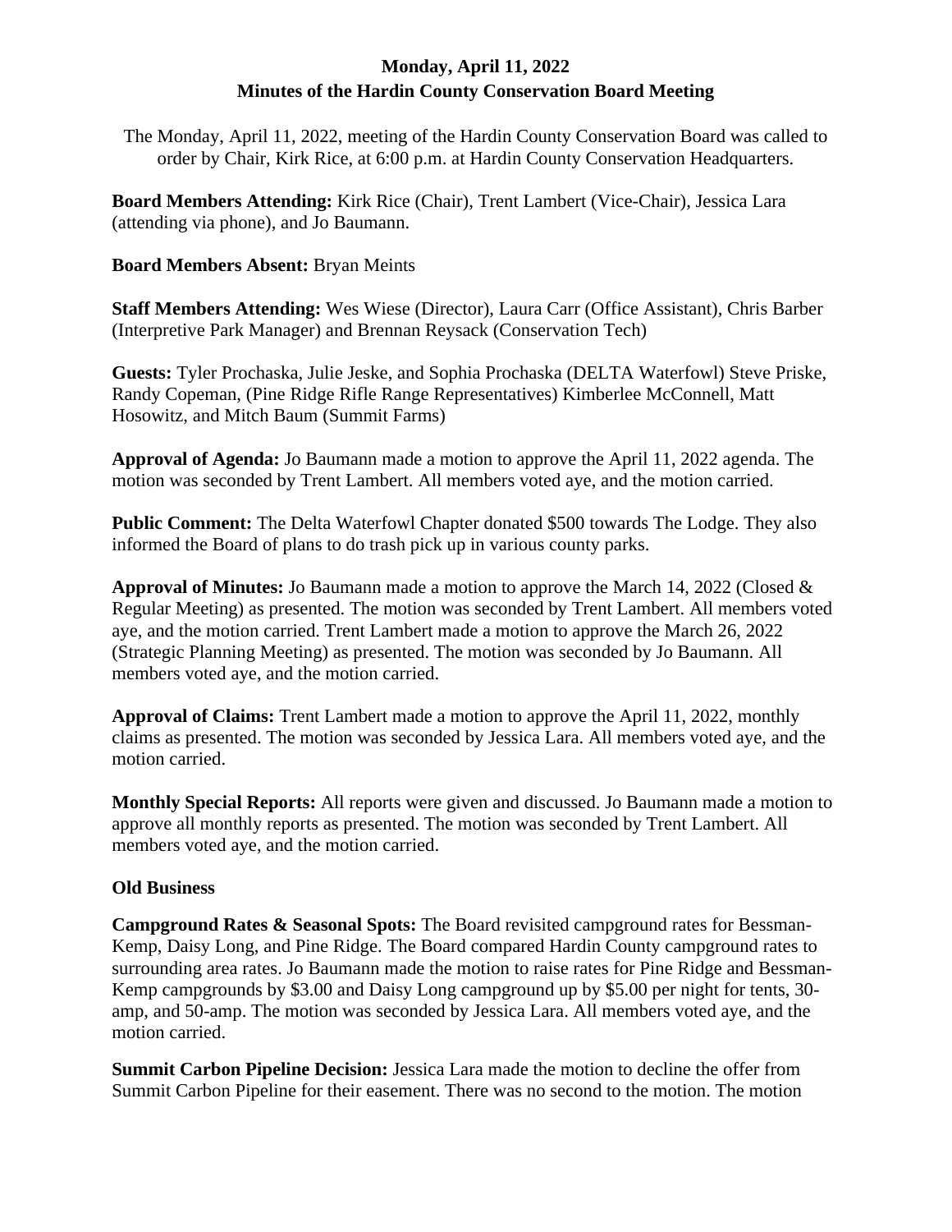**Monday, April 11, 2022**

**Minutes of the Hardin County Conservation Board Meeting**

The Monday, April 11, 2022, meeting of the Hardin County Conservation Board was called to order by Chair, Kirk Rice, at 6:00 p.m. at Hardin County Conservation Headquarters.

**Board Members Attending:** Kirk Rice (Chair), Trent Lambert (Vice-Chair), Jessica Lara (attending via phone), and Jo Baumann.

**Board Members Absent:** Bryan Meints

**Staff Members Attending:** Wes Wiese (Director), Laura Carr (Office Assistant), Chris Barber (Interpretive Park Manager) and Brennan Reysack (Conservation Tech)

**Guests:** Tyler Prochaska, Julie Jeske, and Sophia Prochaska (DELTA Waterfowl) Steve Priske, Randy Copeman, (Pine Ridge Rifle Range Representatives) Kimberlee McConnell, Matt Hosowitz, and Mitch Baum (Summit Farms)

**Approval of Agenda:** Jo Baumann made a motion to approve the April 11, 2022 agenda. The motion was seconded by Trent Lambert. All members voted aye, and the motion carried.

**Public Comment:** The Delta Waterfowl Chapter donated $500 towards The Lodge. They also informed the Board of plans to do trash pick up in various county parks.

**Approval of Minutes:** Jo Baumann made a motion to approve the March 14, 2022 (Closed & Regular Meeting) as presented. The motion was seconded by Trent Lambert. All members voted aye, and the motion carried. Trent Lambert made a motion to approve the March 26, 2022 (Strategic Planning Meeting) as presented. The motion was seconded by Jo Baumann. All members voted aye, and the motion carried.

**Approval of Claims:** Trent Lambert made a motion to approve the April 11, 2022, monthly claims as presented. The motion was seconded by Jessica Lara. All members voted aye, and the motion carried.

**Monthly Special Reports:** All reports were given and discussed. Jo Baumann made a motion to approve all monthly reports as presented. The motion was seconded by Trent Lambert. All members voted aye, and the motion carried.

**Old Business**

**Campground Rates & Seasonal Spots:** The Board revisited campground rates for Bessman-Kemp, Daisy Long, and Pine Ridge. The Board compared Hardin County campground rates to surrounding area rates. Jo Baumann made the motion to raise rates for Pine Ridge and Bessman-Kemp campgrounds by $3.00 and Daisy Long campground up by $5.00 per night for tents, 30-amp, and 50-amp. The motion was seconded by Jessica Lara. All members voted aye, and the motion carried.

**Summit Carbon Pipeline Decision:** Jessica Lara made the motion to decline the offer from Summit Carbon Pipeline for their easement. There was no second to the motion. The motion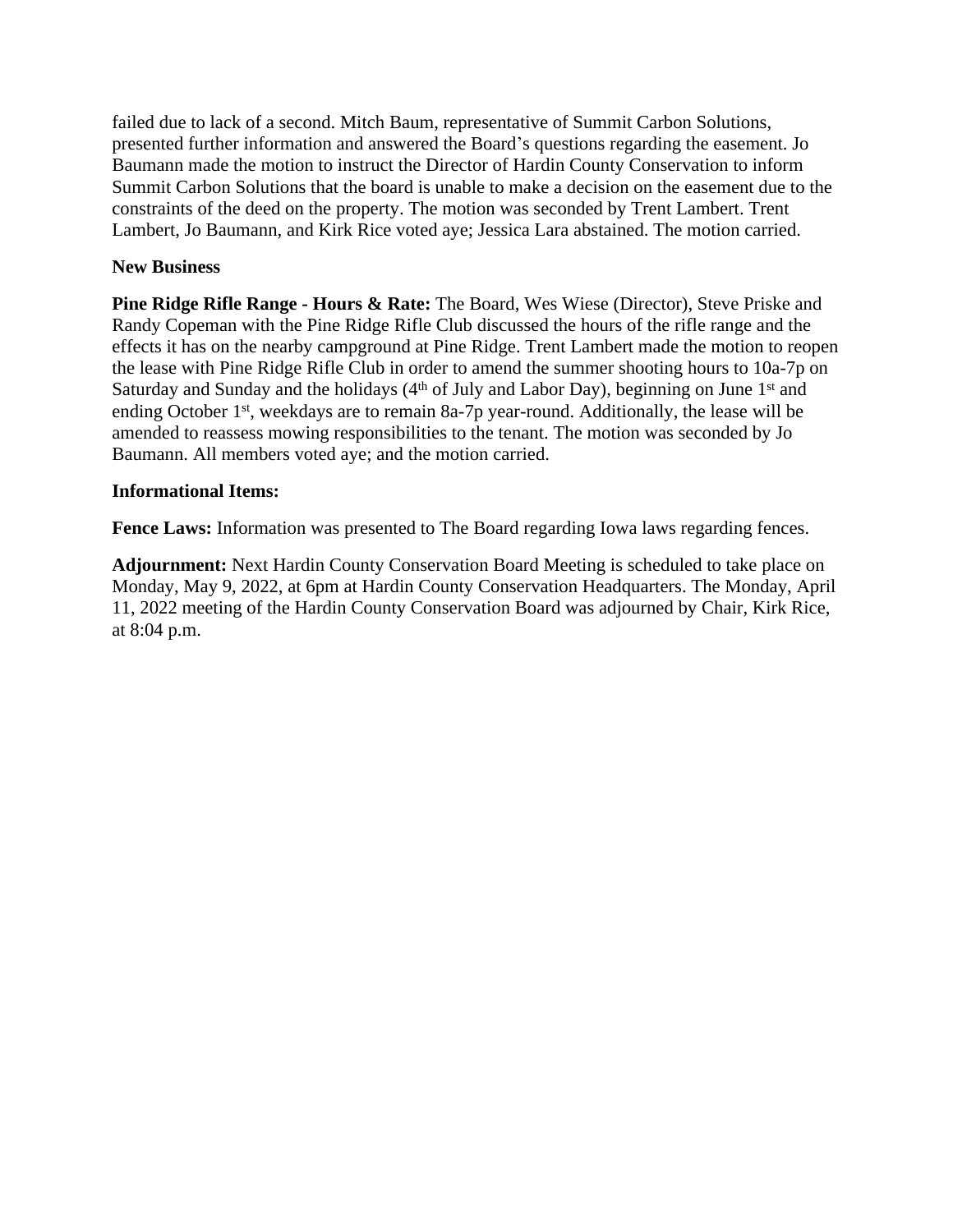failed due to lack of a second. Mitch Baum, representative of Summit Carbon Solutions, presented further information and answered the Board's questions regarding the easement. Jo Baumann made the motion to instruct the Director of Hardin County Conservation to inform Summit Carbon Solutions that the board is unable to make a decision on the easement due to the constraints of the deed on the property. The motion was seconded by Trent Lambert. Trent Lambert, Jo Baumann, and Kirk Rice voted aye; Jessica Lara abstained. The motion carried.

**New Business**

**Pine Ridge Rifle Range - Hours & Rate:** The Board, Wes Wiese (Director), Steve Priske and Randy Copeman with the Pine Ridge Rifle Club discussed the hours of the rifle range and the effects it has on the nearby campground at Pine Ridge. Trent Lambert made the motion to reopen the lease with Pine Ridge Rifle Club in order to amend the summer shooting hours to 10a-7p on Saturday and Sunday and the holidays (4th of July and Labor Day), beginning on June 1st and ending October 1st, weekdays are to remain 8a-7p year-round. Additionally, the lease will be amended to reassess mowing responsibilities to the tenant. The motion was seconded by Jo Baumann. All members voted aye; and the motion carried.

**Informational Items:**

**Fence Laws:** Information was presented to The Board regarding Iowa laws regarding fences.

**Adjournment:** Next Hardin County Conservation Board Meeting is scheduled to take place on Monday, May 9, 2022, at 6pm at Hardin County Conservation Headquarters. The Monday, April 11, 2022 meeting of the Hardin County Conservation Board was adjourned by Chair, Kirk Rice, at 8:04 p.m.